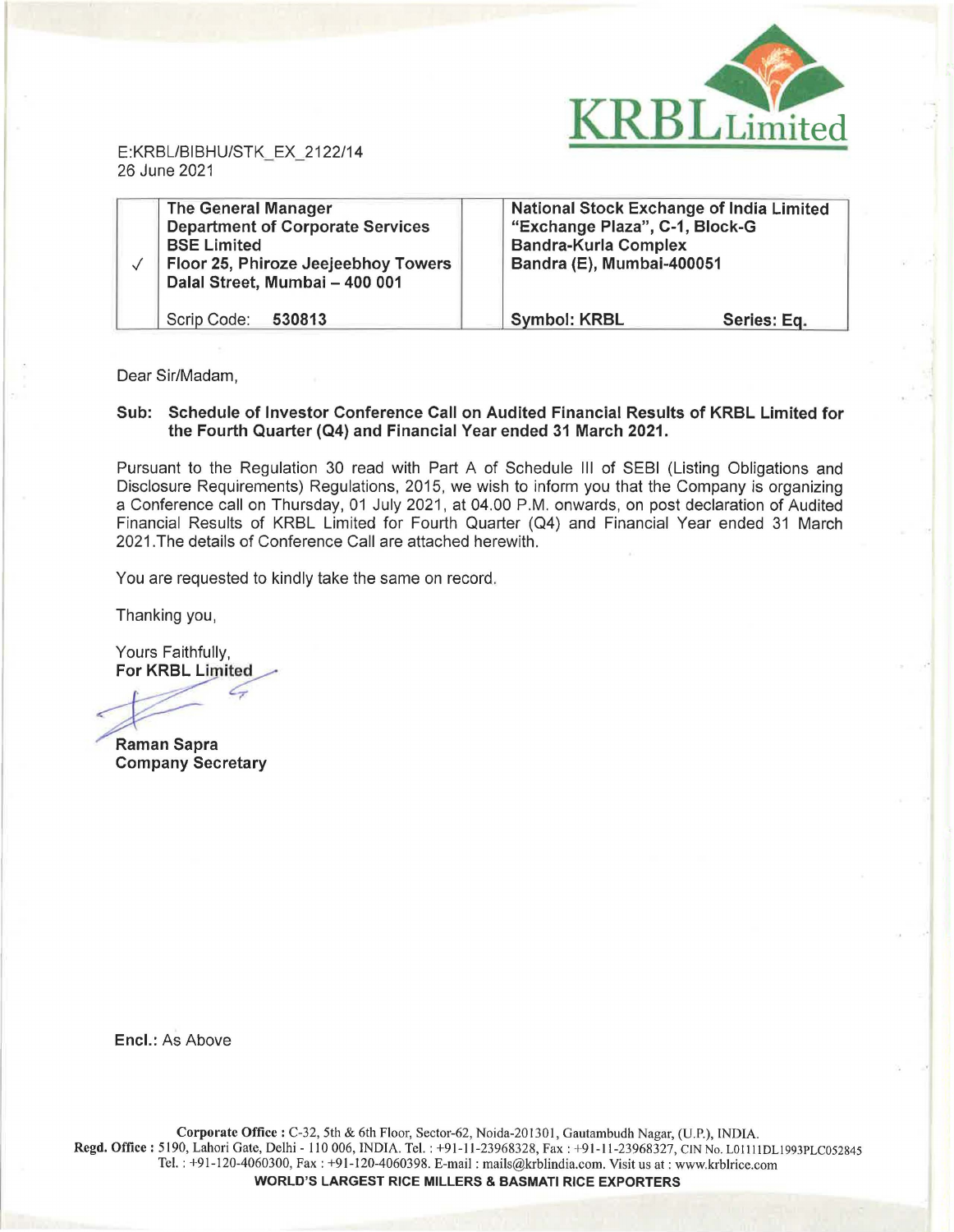KRBL Limited

E:KRBL/BIBHU/STK_EX_2122/14
26 June 2021

| | | | |
|---|---|---|---|
| ✓ | **The General Manager**<br>**Department of Corporate Services**<br>**BSE Limited**<br>**Floor 25, Phiroze Jeejeebhoy Towers**<br>**Dalal Street, Mumbai – 400 001** | | **National Stock Exchange of India Limited**<br>**"Exchange Plaza", C-1, Block-G**<br>**Bandra-Kurla Complex**<br>**Bandra (E), Mumbai-400051** |
| | Scrip Code: **530813** | | **Symbol: KRBL** **Series: Eq.** |

Dear Sir/Madam,

**Sub: Schedule of Investor Conference Call on Audited Financial Results of KRBL Limited for the Fourth Quarter (Q4) and Financial Year ended 31 March 2021.**

Pursuant to the Regulation 30 read with Part A of Schedule III of SEBI (Listing Obligations and Disclosure Requirements) Regulations, 2015, we wish to inform you that the Company is organizing a Conference call on Thursday, 01 July 2021, at 04.00 P.M. onwards, on post declaration of Audited Financial Results of KRBL Limited for Fourth Quarter (Q4) and Financial Year ended 31 March 2021.The details of Conference Call are attached herewith.

You are requested to kindly take the same on record.

Thanking you,

Yours Faithfully,
**For KRBL Limited**

**Raman Sapra**
**Company Secretary**

**Encl.:** As Above

**Corporate Office :** C-32, 5th & 6th Floor, Sector-62, Noida-201301, Gautambudh Nagar, (U.P.), INDIA.
**Regd. Office :** 5190, Lahori Gate, Delhi - 110 006, INDIA. Tel. : +91-11-23968328, Fax : +91-11-23968327, CIN No. L01111DL1993PLC052845
Tel. : +91-120-4060300, Fax : +91-120-4060398. E-mail : mails@krblindia.com. Visit us at : www.krblrice.com
**WORLD'S LARGEST RICE MILLERS & BASMATI RICE EXPORTERS**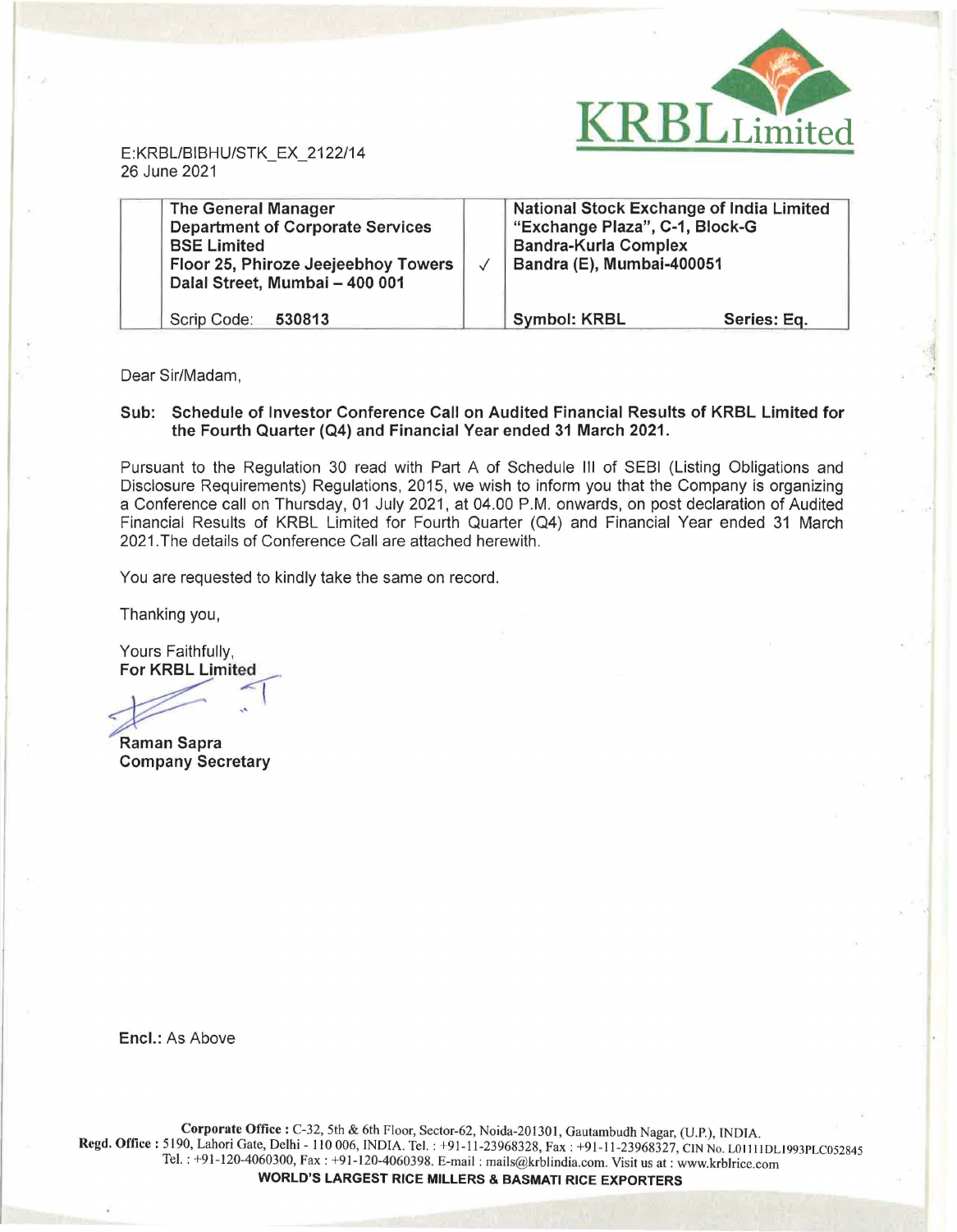KRBL Limited

E:KRBL/BIBHU/STK_EX_2122/14
26 June 2021

| | The General Manager<br>Department of Corporate Services<br>BSE Limited<br>Floor 25, Phiroze Jeejeebhoy Towers<br>Dalal Street, Mumbai – 400 001 | √ | National Stock Exchange of India Limited<br>"Exchange Plaza", C-1, Block-G<br>Bandra-Kurla Complex<br>Bandra (E), Mumbai-400051 | |
|---|---|---|---|---|
| | Scrip Code: **530813** | | **Symbol: KRBL** | **Series: Eq.** |

Dear Sir/Madam,

**Sub: Schedule of Investor Conference Call on Audited Financial Results of KRBL Limited for the Fourth Quarter (Q4) and Financial Year ended 31 March 2021.**

Pursuant to the Regulation 30 read with Part A of Schedule III of SEBI (Listing Obligations and Disclosure Requirements) Regulations, 2015, we wish to inform you that the Company is organizing a Conference call on Thursday, 01 July 2021, at 04.00 P.M. onwards, on post declaration of Audited Financial Results of KRBL Limited for Fourth Quarter (Q4) and Financial Year ended 31 March 2021.The details of Conference Call are attached herewith.

You are requested to kindly take the same on record.

Thanking you,

Yours Faithfully,
**For KRBL Limited**

**Raman Sapra**
**Company Secretary**

**Encl.:** As Above

**Corporate Office :** C-32, 5th & 6th Floor, Sector-62, Noida-201301, Gautambudh Nagar, (U.P.), INDIA.
**Regd. Office :** 5190, Lahori Gate, Delhi - 110 006, INDIA. Tel. : +91-11-23968328, Fax : +91-11-23968327, CIN No. L01111DL1993PLC052845
Tel. : +91-120-4060300, Fax : +91-120-4060398. E-mail : mails@krblindia.com. Visit us at : www.krblrice.com
**WORLD'S LARGEST RICE MILLERS & BASMATI RICE EXPORTERS**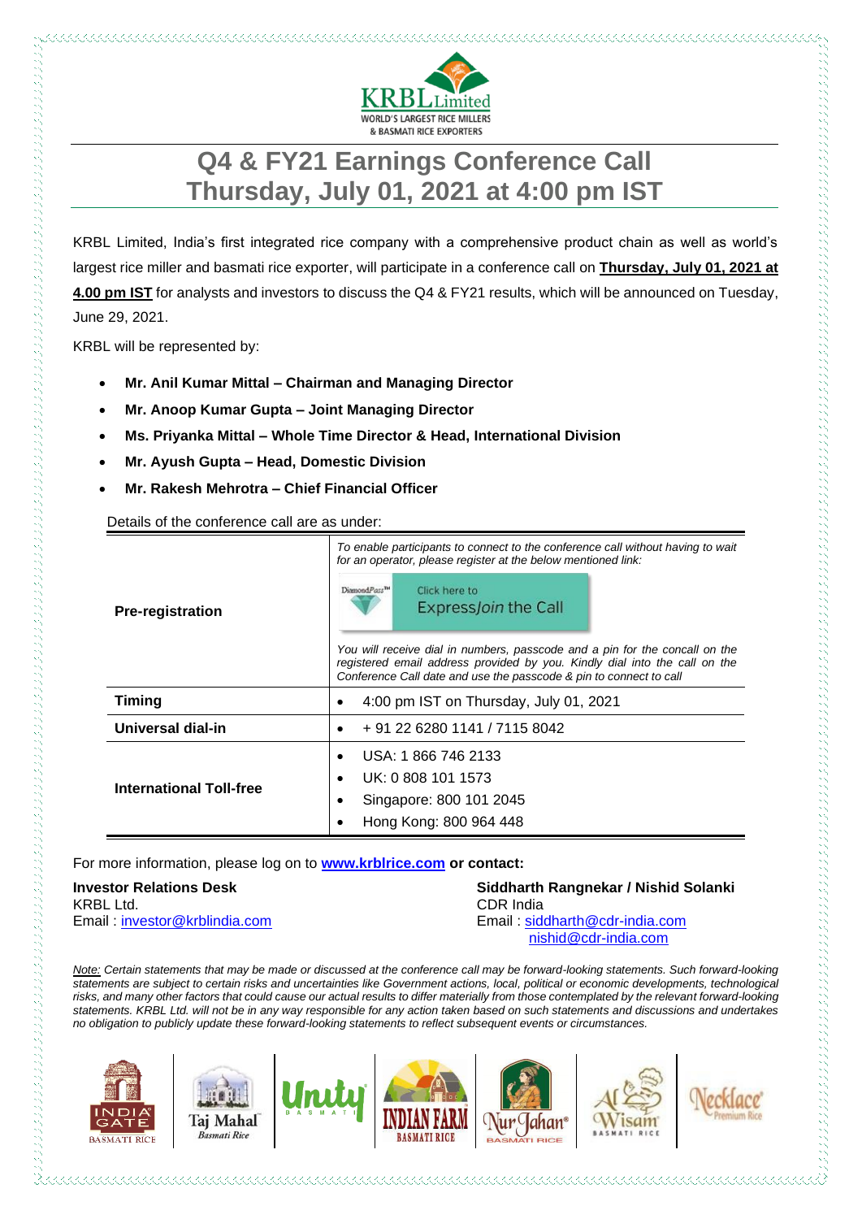KRBL Limited
WORLD'S LARGEST RICE MILLERS & BASMATI RICE EXPORTERS

# Q4 & FY21 Earnings Conference Call Thursday, July 01, 2021 at 4:00 pm IST

KRBL Limited, India's first integrated rice company with a comprehensive product chain as well as world's largest rice miller and basmati rice exporter, will participate in a conference call on **Thursday, July 01, 2021 at 4.00 pm IST** for analysts and investors to discuss the Q4 & FY21 results, which will be announced on Tuesday, June 29, 2021.

KRBL will be represented by:

- **Mr. Anil Kumar Mittal – Chairman and Managing Director**
- **Mr. Anoop Kumar Gupta – Joint Managing Director**
- **Ms. Priyanka Mittal – Whole Time Director & Head, International Division**
- **Mr. Ayush Gupta – Head, Domestic Division**
- **Mr. Rakesh Mehrotra – Chief Financial Officer**

Details of the conference call are as under:

| | |
|---|---|
| **Pre-registration** | *To enable participants to connect to the conference call without having to wait for an operator, please register at the below mentioned link:* DiamondPass™ Click here to ExpressJoin the Call *You will receive dial in numbers, passcode and a pin for the concall on the registered email address provided by you. Kindly dial into the call on the Conference Call date and use the passcode & pin to connect to call* |
| **Timing** | • 4:00 pm IST on Thursday, July 01, 2021 |
| **Universal dial-in** | • + 91 22 6280 1141 / 7115 8042 |
| **International Toll-free** | • USA: 1 866 746 2133 • UK: 0 808 101 1573 • Singapore: 800 101 2045 • Hong Kong: 800 964 448 |

For more information, please log on to **www.krblrice.com or contact:**

**Investor Relations Desk**
KRBL Ltd.
Email : investor@krblindia.com

**Siddharth Rangnekar / Nishid Solanki**
CDR India
Email : siddharth@cdr-india.com
nishid@cdr-india.com

*Note: Certain statements that may be made or discussed at the conference call may be forward-looking statements. Such forward-looking statements are subject to certain risks and uncertainties like Government actions, local, political or economic developments, technological risks, and many other factors that could cause our actual results to differ materially from those contemplated by the relevant forward-looking statements. KRBL Ltd. will not be in any way responsible for any action taken based on such statements and discussions and undertakes no obligation to publicly update these forward-looking statements to reflect subsequent events or circumstances.*

INDIA GATE BASMATI RICE | Taj Mahal Basmati Rice | Unity BASMATI | INDIAN FARM BASMATI RICE | Nur Jahan BASMATI RICE | Al Wisam BASMATI RICE | Necklace Premium Rice